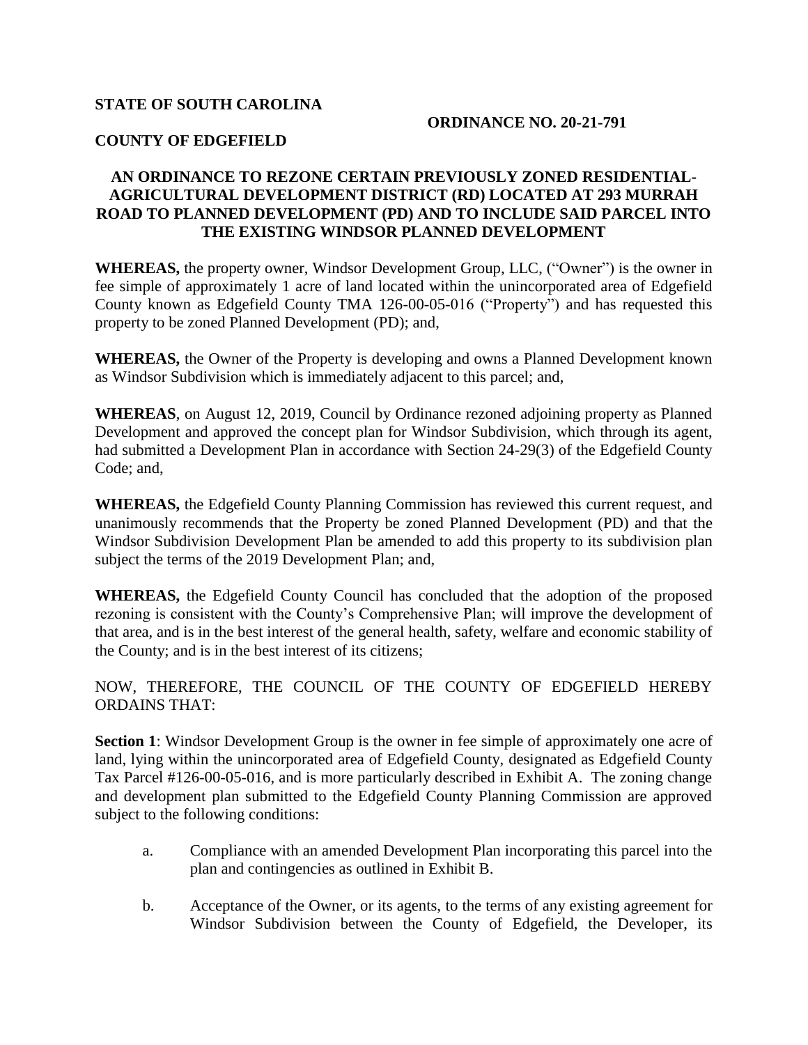**STATE OF SOUTH CAROLINA**

**ORDINANCE NO. 20-21-791**

**COUNTY OF EDGEFIELD**

**AN ORDINANCE TO REZONE CERTAIN PREVIOUSLY ZONED RESIDENTIAL-AGRICULTURAL DEVELOPMENT DISTRICT (RD) LOCATED AT 293 MURRAH ROAD TO PLANNED DEVELOPMENT (PD) AND TO INCLUDE SAID PARCEL INTO THE EXISTING WINDSOR PLANNED DEVELOPMENT**

**WHEREAS,** the property owner, Windsor Development Group, LLC, ("Owner") is the owner in fee simple of approximately 1 acre of land located within the unincorporated area of Edgefield County known as Edgefield County TMA 126-00-05-016 ("Property") and has requested this property to be zoned Planned Development (PD); and,

**WHEREAS,** the Owner of the Property is developing and owns a Planned Development known as Windsor Subdivision which is immediately adjacent to this parcel; and,

**WHEREAS**, on August 12, 2019, Council by Ordinance rezoned adjoining property as Planned Development and approved the concept plan for Windsor Subdivision, which through its agent, had submitted a Development Plan in accordance with Section 24-29(3) of the Edgefield County Code; and,

**WHEREAS,** the Edgefield County Planning Commission has reviewed this current request, and unanimously recommends that the Property be zoned Planned Development (PD) and that the Windsor Subdivision Development Plan be amended to add this property to its subdivision plan subject the terms of the 2019 Development Plan; and,

**WHEREAS,** the Edgefield County Council has concluded that the adoption of the proposed rezoning is consistent with the County's Comprehensive Plan; will improve the development of that area, and is in the best interest of the general health, safety, welfare and economic stability of the County; and is in the best interest of its citizens;

NOW, THEREFORE, THE COUNCIL OF THE COUNTY OF EDGEFIELD HEREBY ORDAINS THAT:

**Section 1**: Windsor Development Group is the owner in fee simple of approximately one acre of land, lying within the unincorporated area of Edgefield County, designated as Edgefield County Tax Parcel #126-00-05-016, and is more particularly described in Exhibit A. The zoning change and development plan submitted to the Edgefield County Planning Commission are approved subject to the following conditions:

a. Compliance with an amended Development Plan incorporating this parcel into the plan and contingencies as outlined in Exhibit B.

b. Acceptance of the Owner, or its agents, to the terms of any existing agreement for Windsor Subdivision between the County of Edgefield, the Developer, its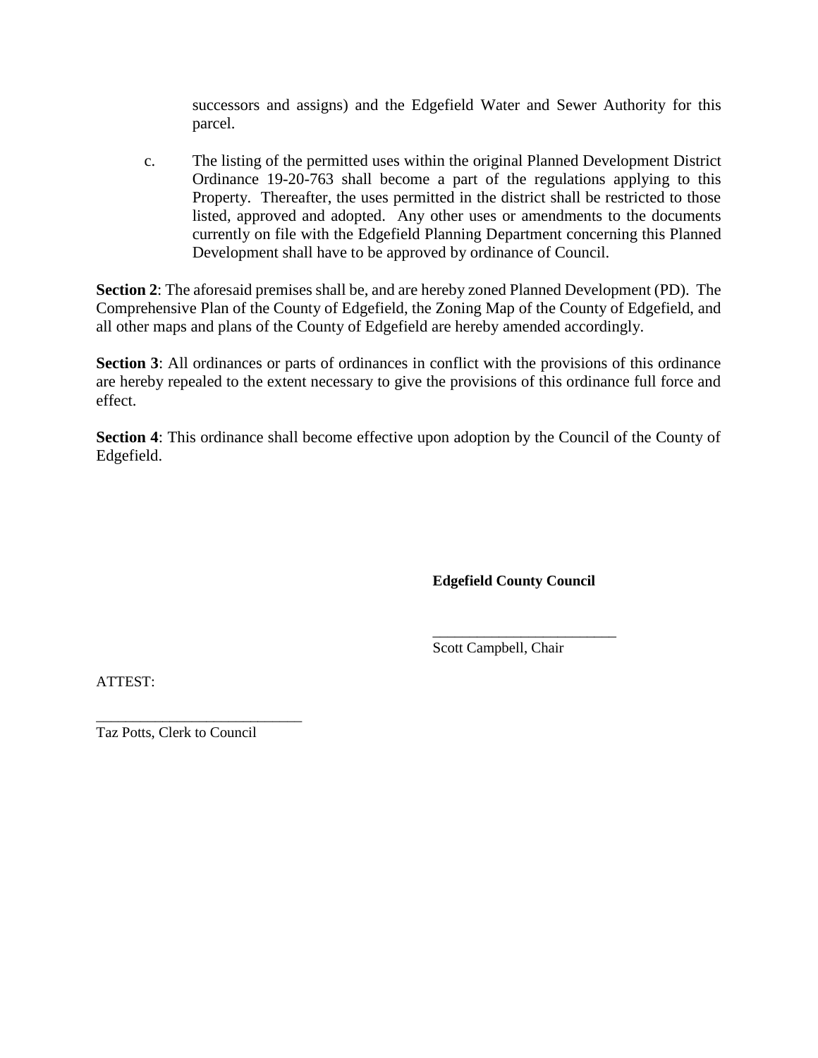successors and assigns) and the Edgefield Water and Sewer Authority for this parcel.

c. The listing of the permitted uses within the original Planned Development District Ordinance 19-20-763 shall become a part of the regulations applying to this Property. Thereafter, the uses permitted in the district shall be restricted to those listed, approved and adopted. Any other uses or amendments to the documents currently on file with the Edgefield Planning Department concerning this Planned Development shall have to be approved by ordinance of Council.

**Section 2**: The aforesaid premises shall be, and are hereby zoned Planned Development (PD). The Comprehensive Plan of the County of Edgefield, the Zoning Map of the County of Edgefield, and all other maps and plans of the County of Edgefield are hereby amended accordingly.

**Section 3**: All ordinances or parts of ordinances in conflict with the provisions of this ordinance are hereby repealed to the extent necessary to give the provisions of this ordinance full force and effect.

**Section 4**: This ordinance shall become effective upon adoption by the Council of the County of Edgefield.

**Edgefield County Council**

_________________________
Scott Campbell, Chair

ATTEST:

____________________________
Taz Potts, Clerk to Council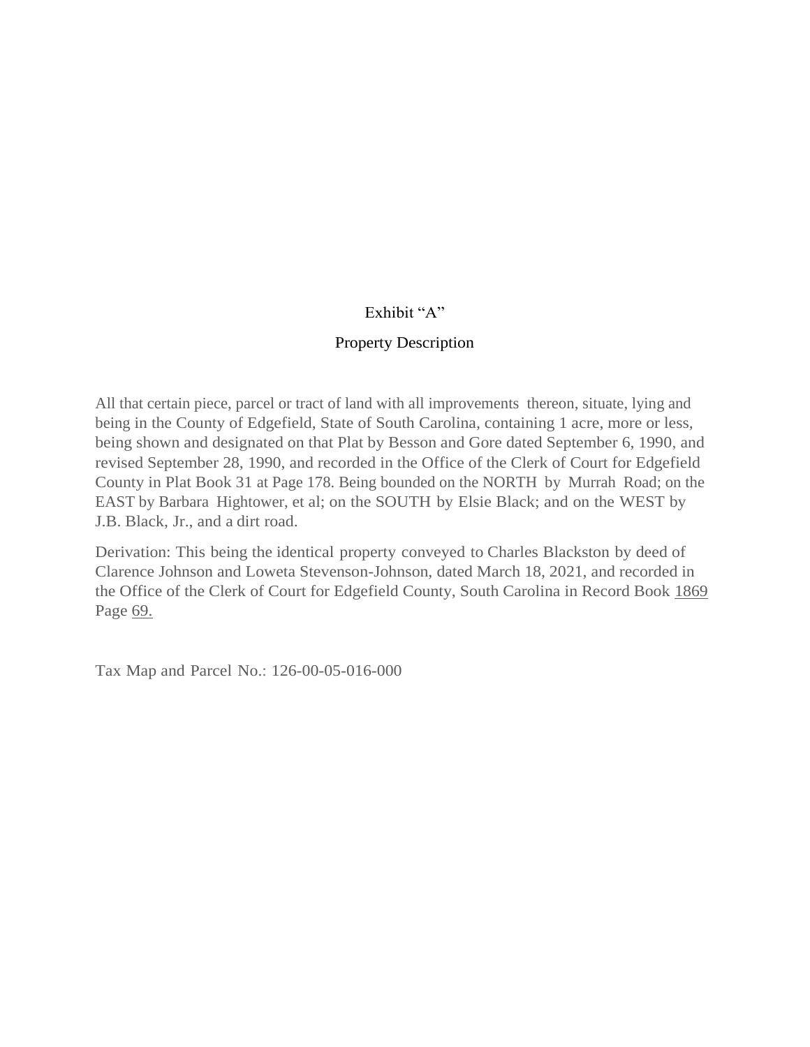# Exhibit "A"

## Property Description

All that certain piece, parcel or tract of land with all improvements thereon, situate, lying and being in the County of Edgefield, State of South Carolina, containing 1 acre, more or less, being shown and designated on that Plat by Besson and Gore dated September 6, 1990, and revised September 28, 1990, and recorded in the Office of the Clerk of Court for Edgefield County in Plat Book 31 at Page 178. Being bounded on the NORTH by Murrah Road; on the EAST by Barbara Hightower, et al; on the SOUTH by Elsie Black; and on the WEST by J.B. Black, Jr., and a dirt road.

Derivation: This being the identical property conveyed to Charles Blackston by deed of Clarence Johnson and Loweta Stevenson-Johnson, dated March 18, 2021, and recorded in the Office of the Clerk of Court for Edgefield County, South Carolina in Record Book 1869 Page 69.

Tax Map and Parcel No.: 126-00-05-016-000